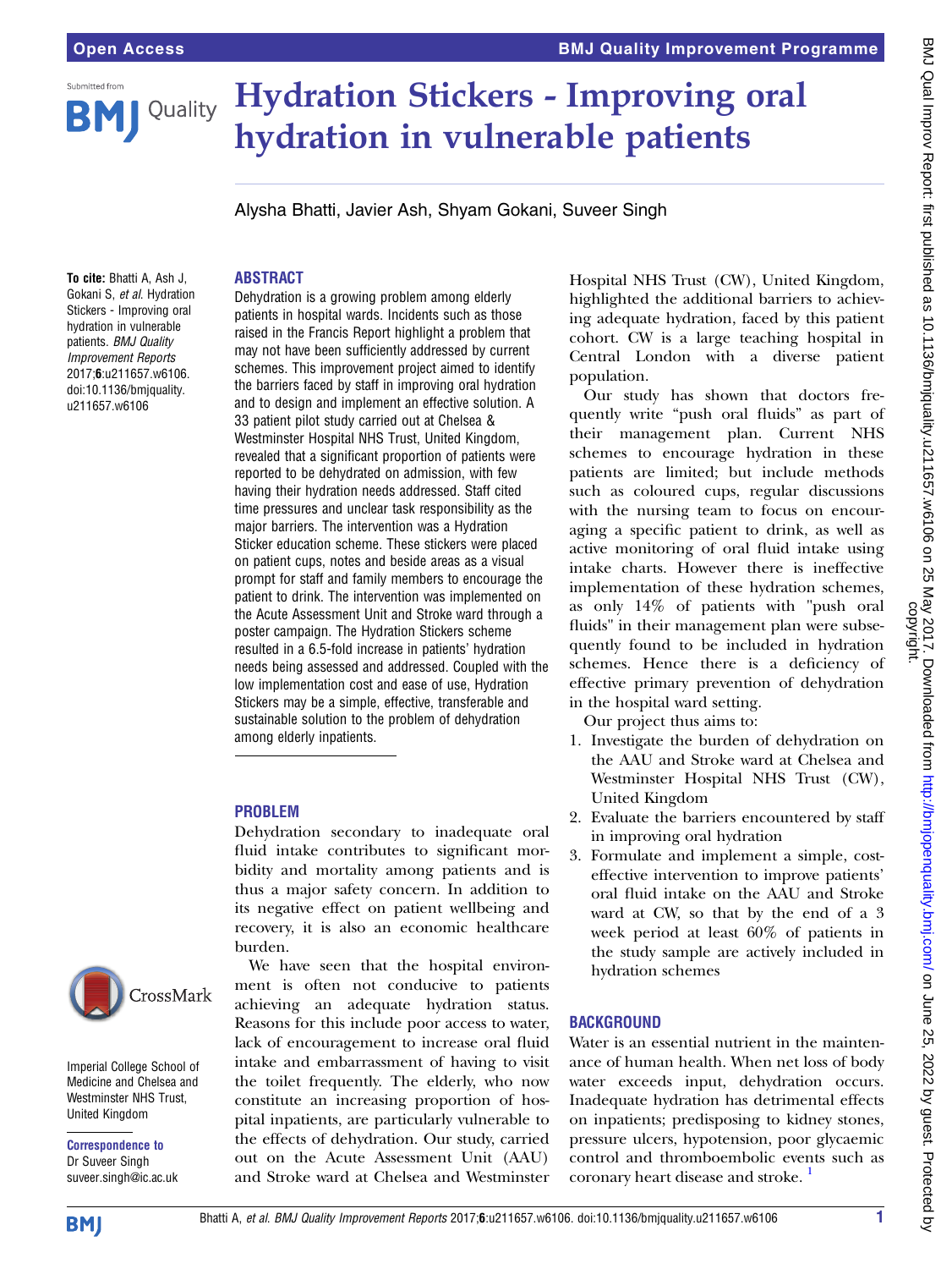# Hydration Stickers - Improving oral hydration in vulnerable patients

Alysha Bhatti, Javier Ash, Shyam Gokani, Suveer Singh

**To cite:** Bhatti A, Ash J, Gokani S, *et al.* Hydration Stickers - Improving oral hydration in vulnerable patients. *BMJ Quality Improvement Reports* 2017;**6**:u211657.w6106. doi:10.1136/bmjquality.u211657.w6106

Imperial College School of Medicine and Chelsea and Westminster NHS Trust, United Kingdom

**Correspondence to**
Dr Suveer Singh
suveer.singh@ic.ac.uk

## ABSTRACT

Dehydration is a growing problem among elderly patients in hospital wards. Incidents such as those raised in the Francis Report highlight a problem that may not have been sufficiently addressed by current schemes. This improvement project aimed to identify the barriers faced by staff in improving oral hydration and to design and implement an effective solution. A 33 patient pilot study carried out at Chelsea & Westminster Hospital NHS Trust, United Kingdom, revealed that a significant proportion of patients were reported to be dehydrated on admission, with few having their hydration needs addressed. Staff cited time pressures and unclear task responsibility as the major barriers. The intervention was a Hydration Sticker education scheme. These stickers were placed on patient cups, notes and beside areas as a visual prompt for staff and family members to encourage the patient to drink. The intervention was implemented on the Acute Assessment Unit and Stroke ward through a poster campaign. The Hydration Stickers scheme resulted in a 6.5-fold increase in patients' hydration needs being assessed and addressed. Coupled with the low implementation cost and ease of use, Hydration Stickers may be a simple, effective, transferable and sustainable solution to the problem of dehydration among elderly inpatients.

## PROBLEM

Dehydration secondary to inadequate oral fluid intake contributes to significant morbidity and mortality among patients and is thus a major safety concern. In addition to its negative effect on patient wellbeing and recovery, it is also an economic healthcare burden.

We have seen that the hospital environment is often not conducive to patients achieving an adequate hydration status. Reasons for this include poor access to water, lack of encouragement to increase oral fluid intake and embarrassment of having to visit the toilet frequently. The elderly, who now constitute an increasing proportion of hospital inpatients, are particularly vulnerable to the effects of dehydration. Our study, carried out on the Acute Assessment Unit (AAU) and Stroke ward at Chelsea and Westminster Hospital NHS Trust (CW), United Kingdom, highlighted the additional barriers to achieving adequate hydration, faced by this patient cohort. CW is a large teaching hospital in Central London with a diverse patient population.

Our study has shown that doctors frequently write "push oral fluids" as part of their management plan. Current NHS schemes to encourage hydration in these patients are limited; but include methods such as coloured cups, regular discussions with the nursing team to focus on encouraging a specific patient to drink, as well as active monitoring of oral fluid intake using intake charts. However there is ineffective implementation of these hydration schemes, as only 14% of patients with "push oral fluids" in their management plan were subsequently found to be included in hydration schemes. Hence there is a deficiency of effective primary prevention of dehydration in the hospital ward setting.

Our project thus aims to:

1. Investigate the burden of dehydration on the AAU and Stroke ward at Chelsea and Westminster Hospital NHS Trust (CW), United Kingdom
2. Evaluate the barriers encountered by staff in improving oral hydration
3. Formulate and implement a simple, cost-effective intervention to improve patients' oral fluid intake on the AAU and Stroke ward at CW, so that by the end of a 3 week period at least 60% of patients in the study sample are actively included in hydration schemes

## BACKGROUND

Water is an essential nutrient in the maintenance of human health. When net loss of body water exceeds input, dehydration occurs. Inadequate hydration has detrimental effects on inpatients; predisposing to kidney stones, pressure ulcers, hypotension, poor glycaemic control and thromboembolic events such as coronary heart disease and stroke.[1]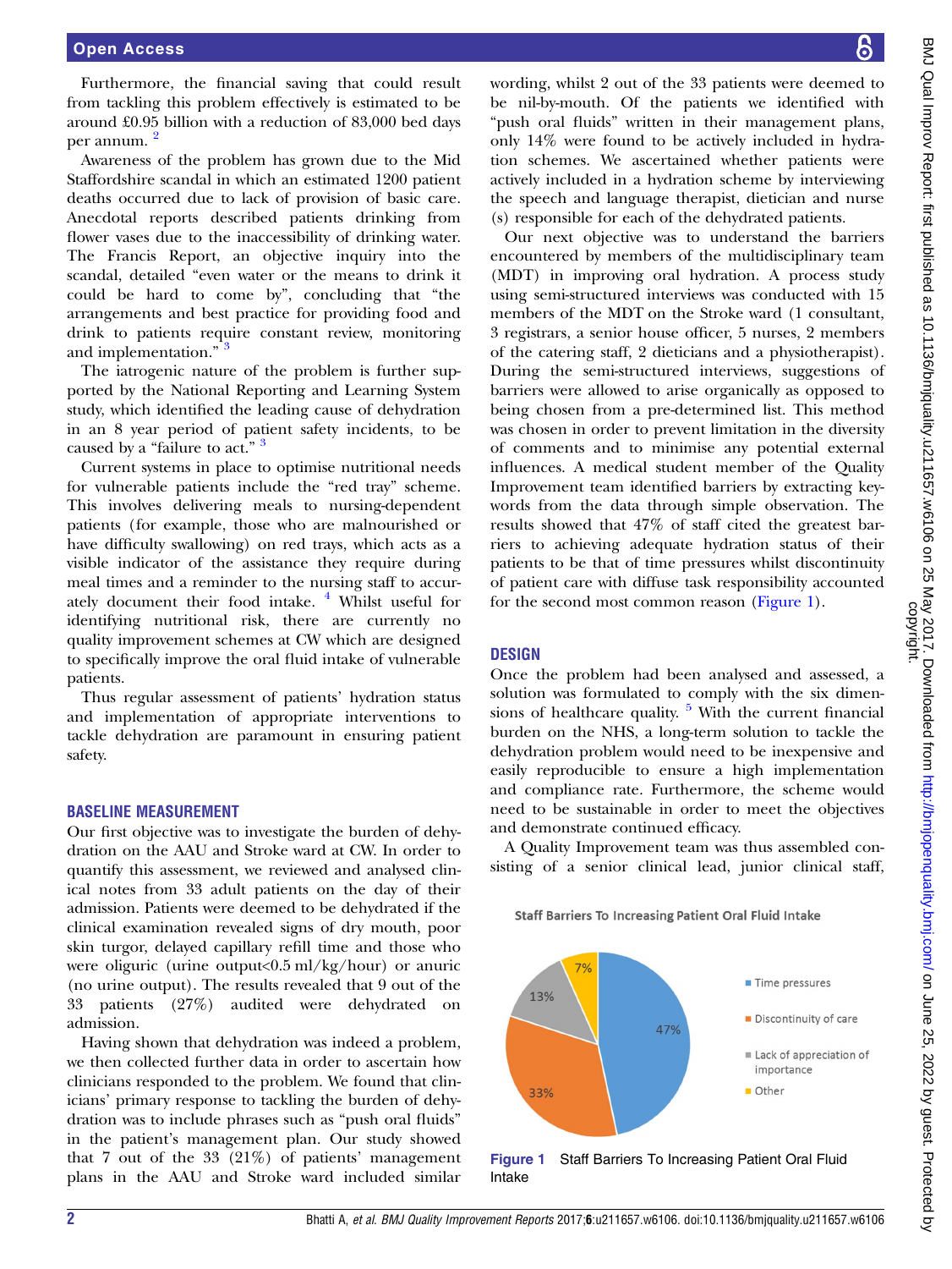Furthermore, the financial saving that could result from tackling this problem effectively is estimated to be around £0.95 billion with a reduction of 83,000 bed days per annum. [2]

Awareness of the problem has grown due to the Mid Staffordshire scandal in which an estimated 1200 patient deaths occurred due to lack of provision of basic care. Anecdotal reports described patients drinking from flower vases due to the inaccessibility of drinking water. The Francis Report, an objective inquiry into the scandal, detailed "even water or the means to drink it could be hard to come by", concluding that "the arrangements and best practice for providing food and drink to patients require constant review, monitoring and implementation." [3]

The iatrogenic nature of the problem is further supported by the National Reporting and Learning System study, which identified the leading cause of dehydration in an 8 year period of patient safety incidents, to be caused by a "failure to act." [3]

Current systems in place to optimise nutritional needs for vulnerable patients include the "red tray" scheme. This involves delivering meals to nursing-dependent patients (for example, those who are malnourished or have difficulty swallowing) on red trays, which acts as a visible indicator of the assistance they require during meal times and a reminder to the nursing staff to accurately document their food intake. [4] Whilst useful for identifying nutritional risk, there are currently no quality improvement schemes at CW which are designed to specifically improve the oral fluid intake of vulnerable patients.

Thus regular assessment of patients' hydration status and implementation of appropriate interventions to tackle dehydration are paramount in ensuring patient safety.

## BASELINE MEASUREMENT

Our first objective was to investigate the burden of dehydration on the AAU and Stroke ward at CW. In order to quantify this assessment, we reviewed and analysed clinical notes from 33 adult patients on the day of their admission. Patients were deemed to be dehydrated if the clinical examination revealed signs of dry mouth, poor skin turgor, delayed capillary refill time and those who were oliguric (urine output<0.5 ml/kg/hour) or anuric (no urine output). The results revealed that 9 out of the 33 patients (27%) audited were dehydrated on admission.

Having shown that dehydration was indeed a problem, we then collected further data in order to ascertain how clinicians responded to the problem. We found that clinicians' primary response to tackling the burden of dehydration was to include phrases such as "push oral fluids" in the patient's management plan. Our study showed that 7 out of the 33 (21%) of patients' management plans in the AAU and Stroke ward included similar wording, whilst 2 out of the 33 patients were deemed to be nil-by-mouth. Of the patients we identified with "push oral fluids" written in their management plans, only 14% were found to be actively included in hydration schemes. We ascertained whether patients were actively included in a hydration scheme by interviewing the speech and language therapist, dietician and nurse (s) responsible for each of the dehydrated patients.

Our next objective was to understand the barriers encountered by members of the multidisciplinary team (MDT) in improving oral hydration. A process study using semi-structured interviews was conducted with 15 members of the MDT on the Stroke ward (1 consultant, 3 registrars, a senior house officer, 5 nurses, 2 members of the catering staff, 2 dieticians and a physiotherapist). During the semi-structured interviews, suggestions of barriers were allowed to arise organically as opposed to being chosen from a pre-determined list. This method was chosen in order to prevent limitation in the diversity of comments and to minimise any potential external influences. A medical student member of the Quality Improvement team identified barriers by extracting keywords from the data through simple observation. The results showed that 47% of staff cited the greatest barriers to achieving adequate hydration status of their patients to be that of time pressures whilst discontinuity of patient care with diffuse task responsibility accounted for the second most common reason (Figure 1).

Staff Barriers To Increasing Patient Oral Fluid Intake

| Barrier | % |
|---|---|
| Time pressures | 47% |
| Discontinuity of care | 33% |
| Lack of appreciation of importance | 13% |
| Other | 7% |

**Figure 1** Staff Barriers To Increasing Patient Oral Fluid Intake

## DESIGN

Once the problem had been analysed and assessed, a solution was formulated to comply with the six dimensions of healthcare quality. [5] With the current financial burden on the NHS, a long-term solution to tackle the dehydration problem would need to be inexpensive and easily reproducible to ensure a high implementation and compliance rate. Furthermore, the scheme would need to be sustainable in order to meet the objectives and demonstrate continued efficacy.

A Quality Improvement team was thus assembled consisting of a senior clinical lead, junior clinical staff,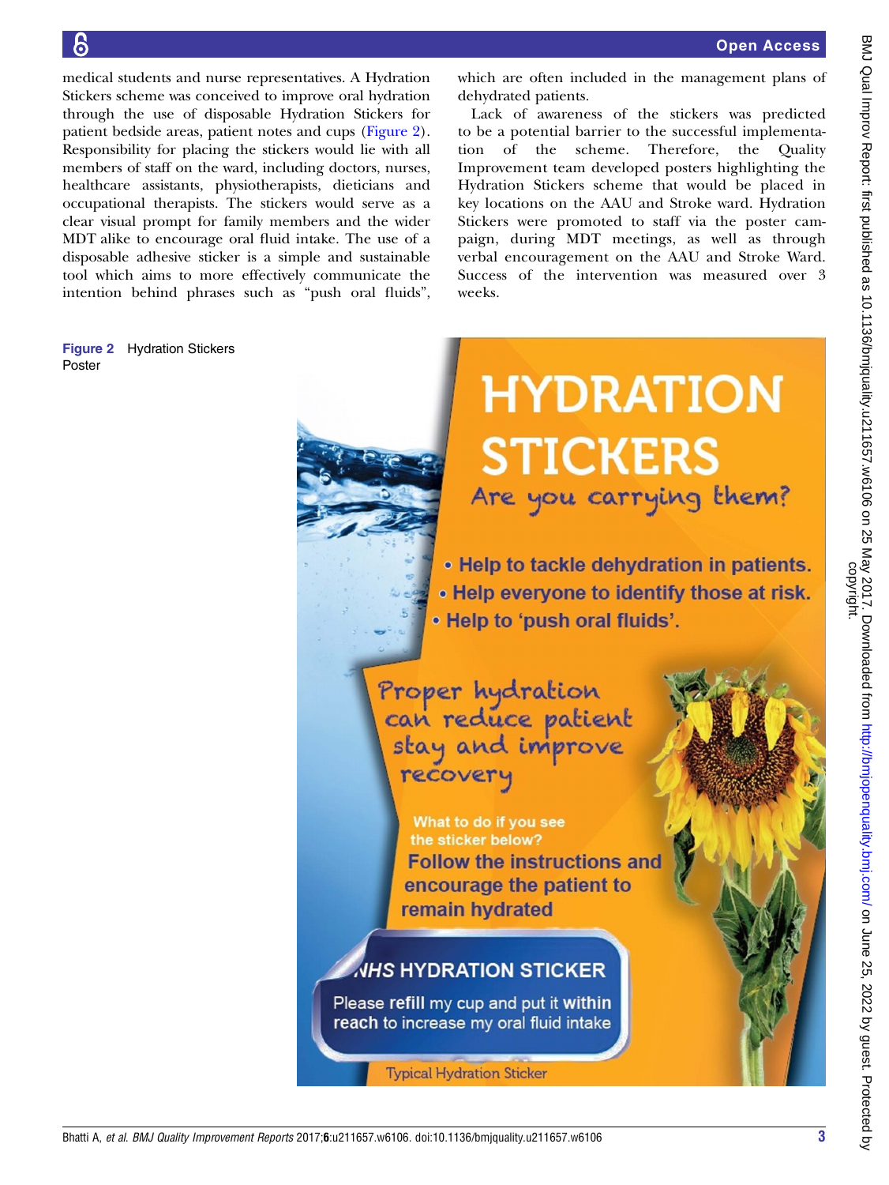medical students and nurse representatives. A Hydration Stickers scheme was conceived to improve oral hydration through the use of disposable Hydration Stickers for patient bedside areas, patient notes and cups (Figure 2). Responsibility for placing the stickers would lie with all members of staff on the ward, including doctors, nurses, healthcare assistants, physiotherapists, dieticians and occupational therapists. The stickers would serve as a clear visual prompt for family members and the wider MDT alike to encourage oral fluid intake. The use of a disposable adhesive sticker is a simple and sustainable tool which aims to more effectively communicate the intention behind phrases such as "push oral fluids", which are often included in the management plans of dehydrated patients.

Lack of awareness of the stickers was predicted to be a potential barrier to the successful implementation of the scheme. Therefore, the Quality Improvement team developed posters highlighting the Hydration Stickers scheme that would be placed in key locations on the AAU and Stroke ward. Hydration Stickers were promoted to staff via the poster campaign, during MDT meetings, as well as through verbal encouragement on the AAU and Stroke Ward. Success of the intervention was measured over 3 weeks.

Figure 2 Hydration Stickers Poster

HYDRATION STICKERS

Are you carrying them?

- Help to tackle dehydration in patients.
- Help everyone to identify those at risk.
- Help to 'push oral fluids'.

Proper hydration can reduce patient stay and improve recovery

What to do if you see the sticker below?

Follow the instructions and encourage the patient to remain hydrated

NHS HYDRATION STICKER

Please refill my cup and put it within reach to increase my oral fluid intake

Typical Hydration Sticker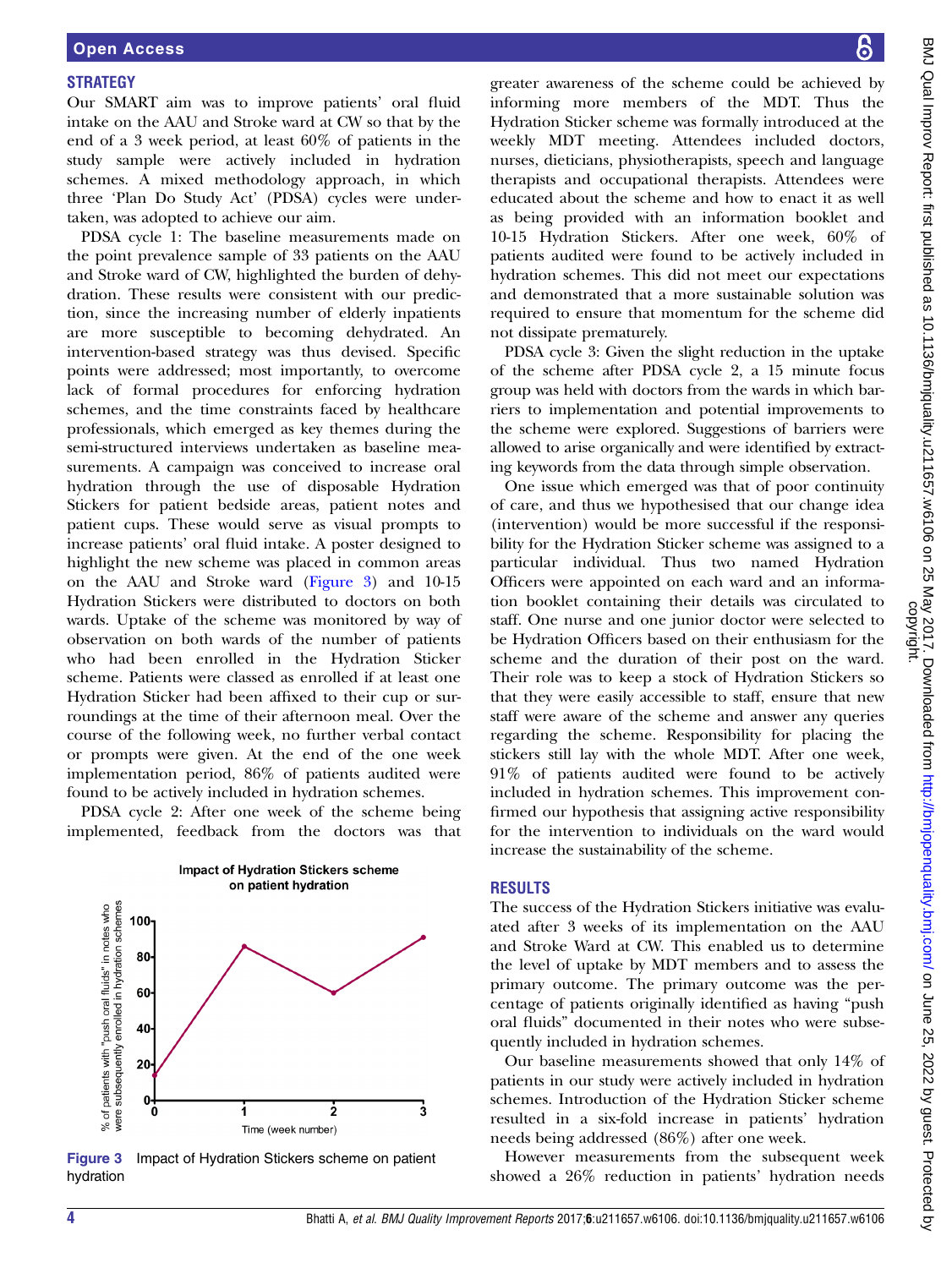## STRATEGY

Our SMART aim was to improve patients' oral fluid intake on the AAU and Stroke ward at CW so that by the end of a 3 week period, at least 60% of patients in the study sample were actively included in hydration schemes. A mixed methodology approach, in which three 'Plan Do Study Act' (PDSA) cycles were undertaken, was adopted to achieve our aim.

PDSA cycle 1: The baseline measurements made on the point prevalence sample of 33 patients on the AAU and Stroke ward of CW, highlighted the burden of dehydration. These results were consistent with our prediction, since the increasing number of elderly inpatients are more susceptible to becoming dehydrated. An intervention-based strategy was thus devised. Specific points were addressed; most importantly, to overcome lack of formal procedures for enforcing hydration schemes, and the time constraints faced by healthcare professionals, which emerged as key themes during the semi-structured interviews undertaken as baseline measurements. A campaign was conceived to increase oral hydration through the use of disposable Hydration Stickers for patient bedside areas, patient notes and patient cups. These would serve as visual prompts to increase patients' oral fluid intake. A poster designed to highlight the new scheme was placed in common areas on the AAU and Stroke ward (Figure 3) and 10-15 Hydration Stickers were distributed to doctors on both wards. Uptake of the scheme was monitored by way of observation on both wards of the number of patients who had been enrolled in the Hydration Sticker scheme. Patients were classed as enrolled if at least one Hydration Sticker had been affixed to their cup or surroundings at the time of their afternoon meal. Over the course of the following week, no further verbal contact or prompts were given. At the end of the one week implementation period, 86% of patients audited were found to be actively included in hydration schemes.

PDSA cycle 2: After one week of the scheme being implemented, feedback from the doctors was that greater awareness of the scheme could be achieved by informing more members of the MDT. Thus the Hydration Sticker scheme was formally introduced at the weekly MDT meeting. Attendees included doctors, nurses, dieticians, physiotherapists, speech and language therapists and occupational therapists. Attendees were educated about the scheme and how to enact it as well as being provided with an information booklet and 10-15 Hydration Stickers. After one week, 60% of patients audited were found to be actively included in hydration schemes. This did not meet our expectations and demonstrated that a more sustainable solution was required to ensure that momentum for the scheme did not dissipate prematurely.

PDSA cycle 3: Given the slight reduction in the uptake of the scheme after PDSA cycle 2, a 15 minute focus group was held with doctors from the wards in which barriers to implementation and potential improvements to the scheme were explored. Suggestions of barriers were allowed to arise organically and were identified by extracting keywords from the data through simple observation.

One issue which emerged was that of poor continuity of care, and thus we hypothesised that our change idea (intervention) would be more successful if the responsibility for the Hydration Sticker scheme was assigned to a particular individual. Thus two named Hydration Officers were appointed on each ward and an information booklet containing their details was circulated to staff. One nurse and one junior doctor were selected to be Hydration Officers based on their enthusiasm for the scheme and the duration of their post on the ward. Their role was to keep a stock of Hydration Stickers so that they were easily accessible to staff, ensure that new staff were aware of the scheme and answer any queries regarding the scheme. Responsibility for placing the stickers still lay with the whole MDT. After one week, 91% of patients audited were found to be actively included in hydration schemes. This improvement confirmed our hypothesis that assigning active responsibility for the intervention to individuals on the ward would increase the sustainability of the scheme.

Impact of Hydration Stickers scheme on patient hydration

% of patients with "push oral fluids" in notes who were subsequently enrolled in hydration schemes

0
20
40
60
80
100

0
1
2
3

Time (week number)

**Figure 3** Impact of Hydration Stickers scheme on patient hydration

## RESULTS

The success of the Hydration Stickers initiative was evaluated after 3 weeks of its implementation on the AAU and Stroke Ward at CW. This enabled us to determine the level of uptake by MDT members and to assess the primary outcome. The primary outcome was the percentage of patients originally identified as having "push oral fluids" documented in their notes who were subsequently included in hydration schemes.

Our baseline measurements showed that only 14% of patients in our study were actively included in hydration schemes. Introduction of the Hydration Sticker scheme resulted in a six-fold increase in patients' hydration needs being addressed (86%) after one week.

However measurements from the subsequent week showed a 26% reduction in patients' hydration needs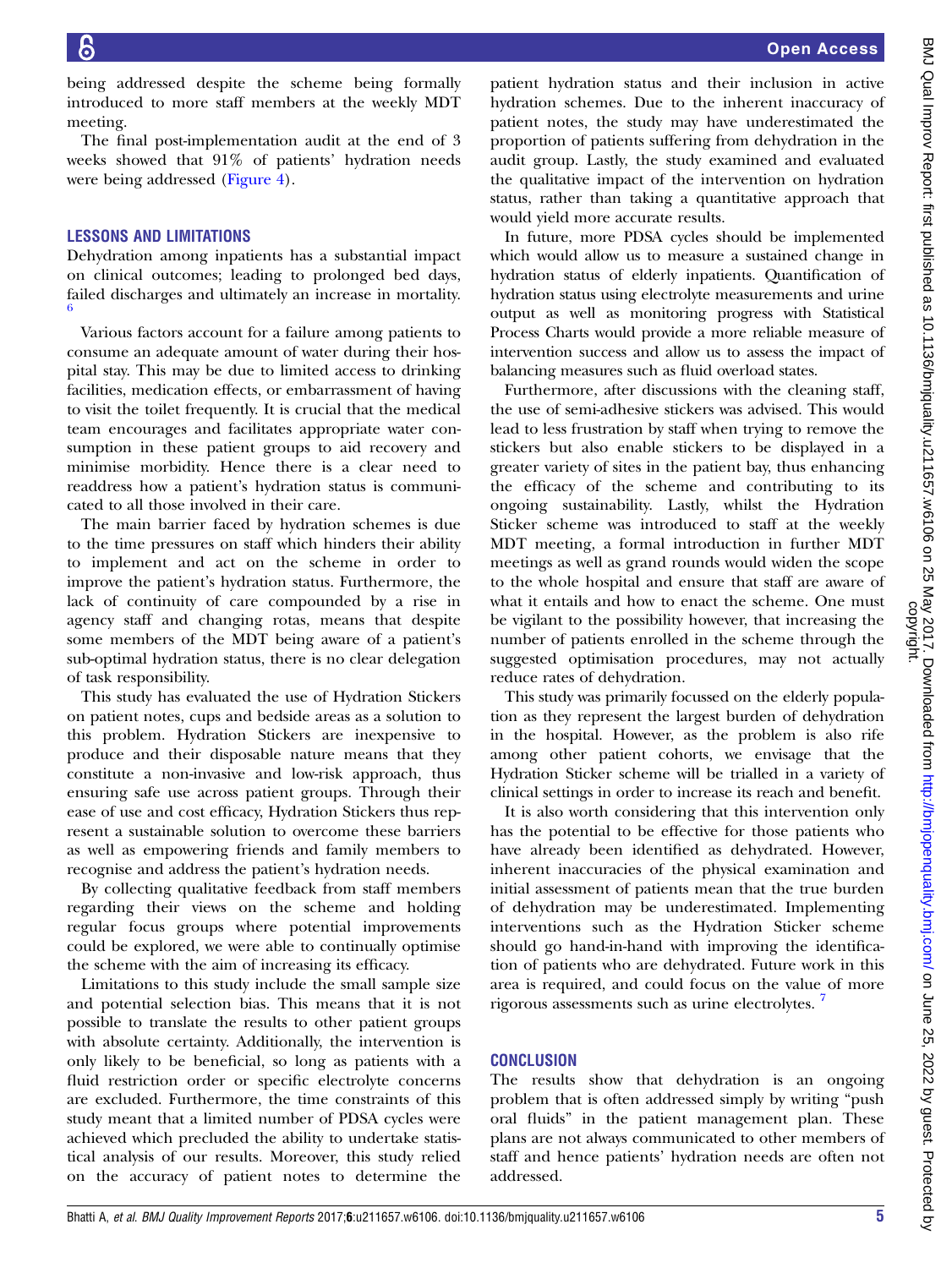being addressed despite the scheme being formally introduced to more staff members at the weekly MDT meeting.

The final post-implementation audit at the end of 3 weeks showed that 91% of patients' hydration needs were being addressed (Figure 4).

## LESSONS AND LIMITATIONS

Dehydration among inpatients has a substantial impact on clinical outcomes; leading to prolonged bed days, failed discharges and ultimately an increase in mortality.[6]

Various factors account for a failure among patients to consume an adequate amount of water during their hospital stay. This may be due to limited access to drinking facilities, medication effects, or embarrassment of having to visit the toilet frequently. It is crucial that the medical team encourages and facilitates appropriate water consumption in these patient groups to aid recovery and minimise morbidity. Hence there is a clear need to readdress how a patient's hydration status is communicated to all those involved in their care.

The main barrier faced by hydration schemes is due to the time pressures on staff which hinders their ability to implement and act on the scheme in order to improve the patient's hydration status. Furthermore, the lack of continuity of care compounded by a rise in agency staff and changing rotas, means that despite some members of the MDT being aware of a patient's sub-optimal hydration status, there is no clear delegation of task responsibility.

This study has evaluated the use of Hydration Stickers on patient notes, cups and bedside areas as a solution to this problem. Hydration Stickers are inexpensive to produce and their disposable nature means that they constitute a non-invasive and low-risk approach, thus ensuring safe use across patient groups. Through their ease of use and cost efficacy, Hydration Stickers thus represent a sustainable solution to overcome these barriers as well as empowering friends and family members to recognise and address the patient's hydration needs.

By collecting qualitative feedback from staff members regarding their views on the scheme and holding regular focus groups where potential improvements could be explored, we were able to continually optimise the scheme with the aim of increasing its efficacy.

Limitations to this study include the small sample size and potential selection bias. This means that it is not possible to translate the results to other patient groups with absolute certainty. Additionally, the intervention is only likely to be beneficial, so long as patients with a fluid restriction order or specific electrolyte concerns are excluded. Furthermore, the time constraints of this study meant that a limited number of PDSA cycles were achieved which precluded the ability to undertake statistical analysis of our results. Moreover, this study relied on the accuracy of patient notes to determine the patient hydration status and their inclusion in active hydration schemes. Due to the inherent inaccuracy of patient notes, the study may have underestimated the proportion of patients suffering from dehydration in the audit group. Lastly, the study examined and evaluated the qualitative impact of the intervention on hydration status, rather than taking a quantitative approach that would yield more accurate results.

In future, more PDSA cycles should be implemented which would allow us to measure a sustained change in hydration status of elderly inpatients. Quantification of hydration status using electrolyte measurements and urine output as well as monitoring progress with Statistical Process Charts would provide a more reliable measure of intervention success and allow us to assess the impact of balancing measures such as fluid overload states.

Furthermore, after discussions with the cleaning staff, the use of semi-adhesive stickers was advised. This would lead to less frustration by staff when trying to remove the stickers but also enable stickers to be displayed in a greater variety of sites in the patient bay, thus enhancing the efficacy of the scheme and contributing to its ongoing sustainability. Lastly, whilst the Hydration Sticker scheme was introduced to staff at the weekly MDT meeting, a formal introduction in further MDT meetings as well as grand rounds would widen the scope to the whole hospital and ensure that staff are aware of what it entails and how to enact the scheme. One must be vigilant to the possibility however, that increasing the number of patients enrolled in the scheme through the suggested optimisation procedures, may not actually reduce rates of dehydration.

This study was primarily focussed on the elderly population as they represent the largest burden of dehydration in the hospital. However, as the problem is also rife among other patient cohorts, we envisage that the Hydration Sticker scheme will be trialled in a variety of clinical settings in order to increase its reach and benefit.

It is also worth considering that this intervention only has the potential to be effective for those patients who have already been identified as dehydrated. However, inherent inaccuracies of the physical examination and initial assessment of patients mean that the true burden of dehydration may be underestimated. Implementing interventions such as the Hydration Sticker scheme should go hand-in-hand with improving the identification of patients who are dehydrated. Future work in this area is required, and could focus on the value of more rigorous assessments such as urine electrolytes.[7]

## CONCLUSION

The results show that dehydration is an ongoing problem that is often addressed simply by writing "push oral fluids" in the patient management plan. These plans are not always communicated to other members of staff and hence patients' hydration needs are often not addressed.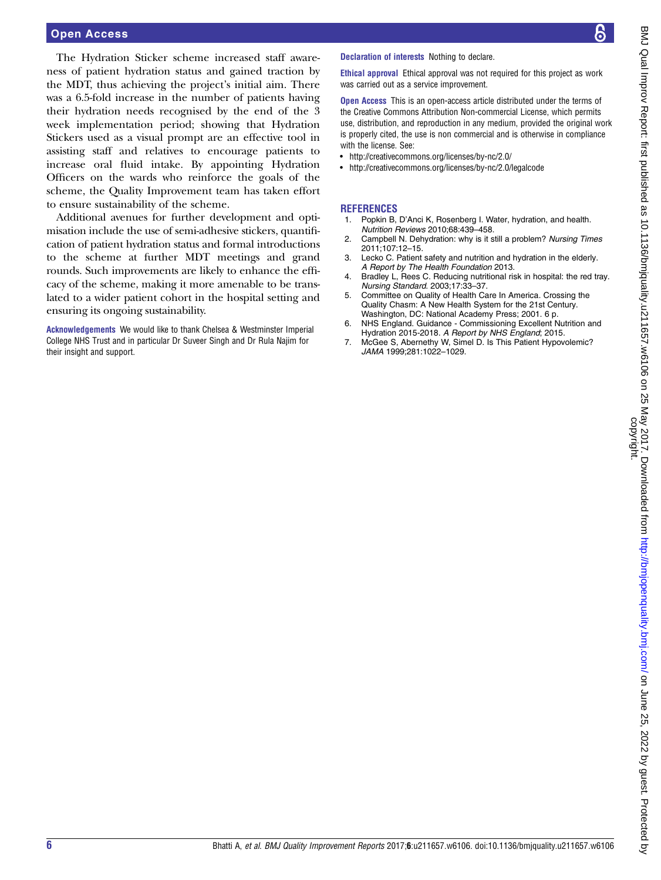The Hydration Sticker scheme increased staff awareness of patient hydration status and gained traction by the MDT, thus achieving the project's initial aim. There was a 6.5-fold increase in the number of patients having their hydration needs recognised by the end of the 3 week implementation period; showing that Hydration Stickers used as a visual prompt are an effective tool in assisting staff and relatives to encourage patients to increase oral fluid intake. By appointing Hydration Officers on the wards who reinforce the goals of the scheme, the Quality Improvement team has taken effort to ensure sustainability of the scheme.

Additional avenues for further development and optimisation include the use of semi-adhesive stickers, quantification of patient hydration status and formal introductions to the scheme at further MDT meetings and grand rounds. Such improvements are likely to enhance the efficacy of the scheme, making it more amenable to be translated to a wider patient cohort in the hospital setting and ensuring its ongoing sustainability.

**Acknowledgements** We would like to thank Chelsea & Westminster Imperial College NHS Trust and in particular Dr Suveer Singh and Dr Rula Najim for their insight and support.

**Declaration of interests** Nothing to declare.

**Ethical approval** Ethical approval was not required for this project as work was carried out as a service improvement.

**Open Access** This is an open-access article distributed under the terms of the Creative Commons Attribution Non-commercial License, which permits use, distribution, and reproduction in any medium, provided the original work is properly cited, the use is non commercial and is otherwise in compliance with the license. See:

- http://creativecommons.org/licenses/by-nc/2.0/
- http://creativecommons.org/licenses/by-nc/2.0/legalcode

## REFERENCES

1. Popkin B, D'Anci K, Rosenberg I. Water, hydration, and health. *Nutrition Reviews* 2010;68:439–458.
2. Campbell N. Dehydration: why is it still a problem? *Nursing Times* 2011;107:12–15.
3. Lecko C. Patient safety and nutrition and hydration in the elderly. *A Report by The Health Foundation* 2013.
4. Bradley L, Rees C. Reducing nutritional risk in hospital: the red tray. *Nursing Standard*. 2003;17:33–37.
5. Committee on Quality of Health Care In America. Crossing the Quality Chasm: A New Health System for the 21st Century. Washington, DC: National Academy Press; 2001. 6 p.
6. NHS England. Guidance - Commissioning Excellent Nutrition and Hydration 2015-2018. *A Report by NHS England*; 2015.
7. McGee S, Abernethy W, Simel D. Is This Patient Hypovolemic? *JAMA* 1999;281:1022–1029.